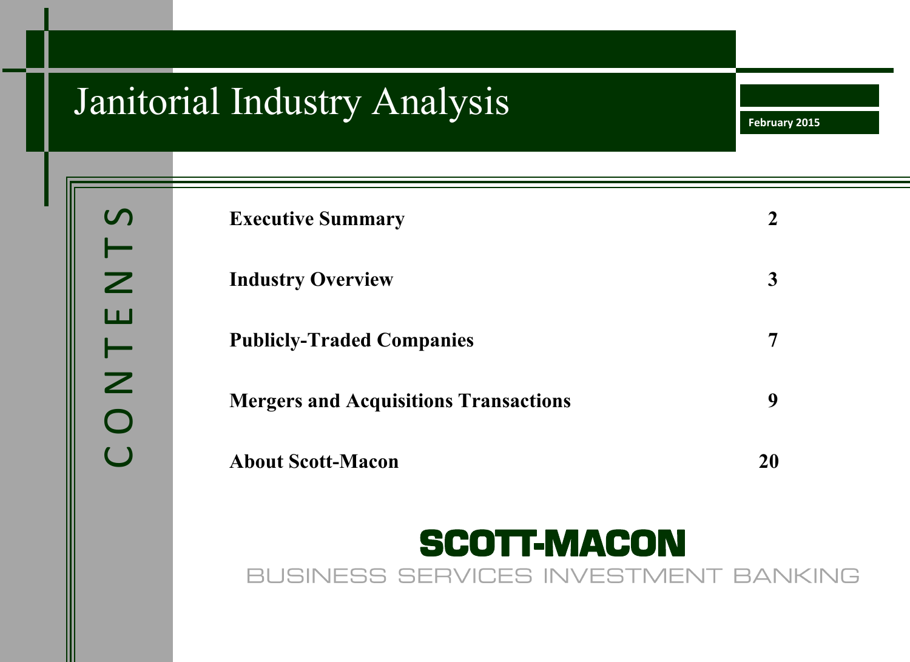# Janitorial Industry Analysis

**February 2015**

## CONTENTS

| | |
|---|---|
| **Executive Summary** | **2** |
| **Industry Overview** | **3** |
| **Publicly-Traded Companies** | **7** |
| **Mergers and Acquisitions Transactions** | **9** |
| **About Scott-Macon** | **20** |

**SCOTT-MACON**

BUSINESS SERVICES INVESTMENT BANKING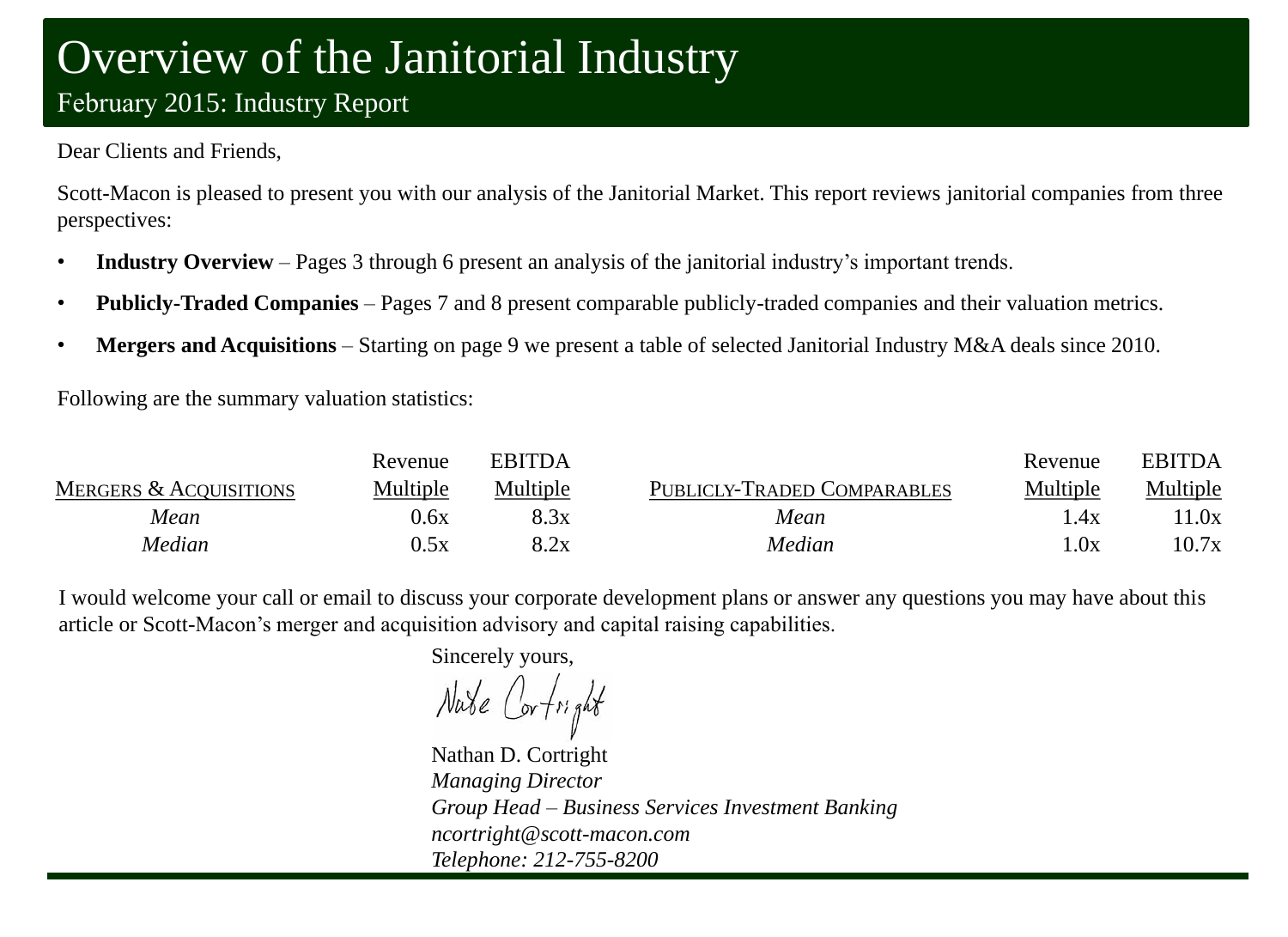# Overview of the Janitorial Industry

February 2015: Industry Report

Dear Clients and Friends,

Scott-Macon is pleased to present you with our analysis of the Janitorial Market. This report reviews janitorial companies from three perspectives:

- **Industry Overview** – Pages 3 through 6 present an analysis of the janitorial industry's important trends.
- **Publicly-Traded Companies** – Pages 7 and 8 present comparable publicly-traded companies and their valuation metrics.
- **Mergers and Acquisitions** – Starting on page 9 we present a table of selected Janitorial Industry M&A deals since 2010.

Following are the summary valuation statistics:

| Mergers & Acquisitions | Revenue Multiple | EBITDA Multiple |
|---|---|---|
| *Mean* | 0.6x | 8.3x |
| *Median* | 0.5x | 8.2x |

| Publicly-Traded Comparables | Revenue Multiple | EBITDA Multiple |
|---|---|---|
| *Mean* | 1.4x | 11.0x |
| *Median* | 1.0x | 10.7x |

I would welcome your call or email to discuss your corporate development plans or answer any questions you may have about this article or Scott-Macon's merger and acquisition advisory and capital raising capabilities.

Sincerely yours,

Nate Cortright

Nathan D. Cortright  
*Managing Director*  
*Group Head – Business Services Investment Banking*  
*ncortright@scott-macon.com*  
*Telephone: 212-755-8200*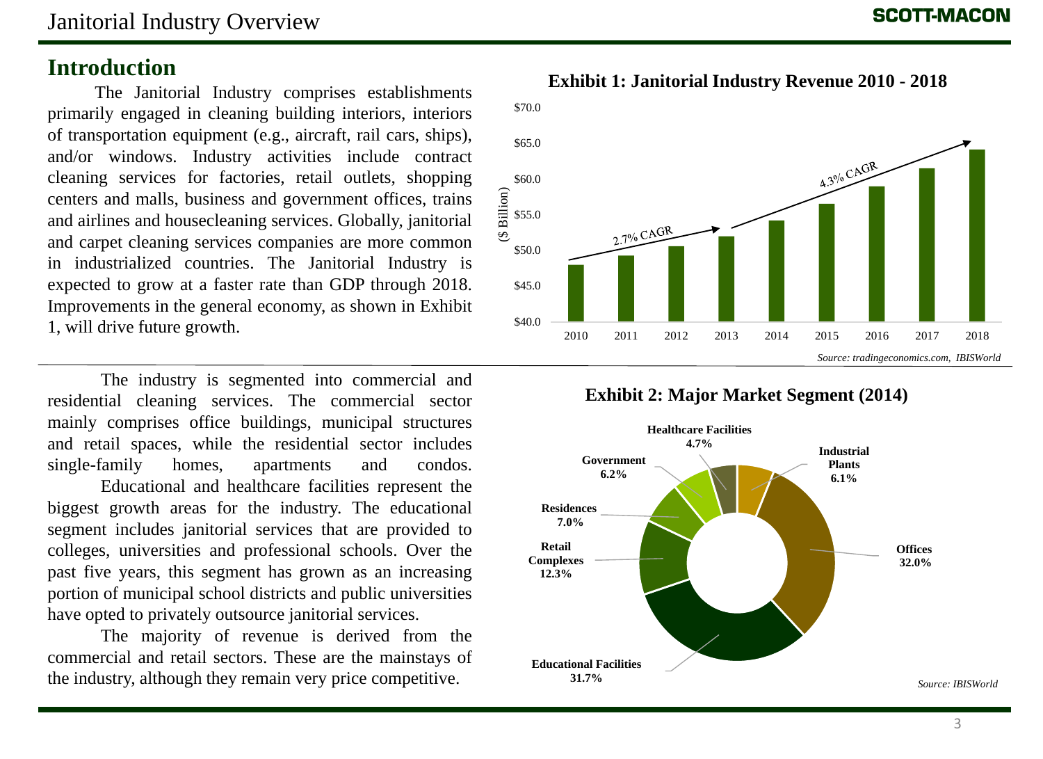## Introduction

The Janitorial Industry comprises establishments primarily engaged in cleaning building interiors, interiors of transportation equipment (e.g., aircraft, rail cars, ships), and/or windows. Industry activities include contract cleaning services for factories, retail outlets, shopping centers and malls, business and government offices, trains and airlines and housecleaning services. Globally, janitorial and carpet cleaning services companies are more common in industrialized countries. The Janitorial Industry is expected to grow at a faster rate than GDP through 2018. Improvements in the general economy, as shown in Exhibit 1, will drive future growth.

**Exhibit 1: Janitorial Industry Revenue 2010 - 2018**

($ Billion)

2010–2013: 2.7% CAGR; 2013–2018: 4.3% CAGR

*Source: tradingeconomics.com, IBISWorld*

The industry is segmented into commercial and residential cleaning services. The commercial sector mainly comprises office buildings, municipal structures and retail spaces, while the residential sector includes single-family homes, apartments and condos.

Educational and healthcare facilities represent the biggest growth areas for the industry. The educational segment includes janitorial services that are provided to colleges, universities and professional schools. Over the past five years, this segment has grown as an increasing portion of municipal school districts and public universities have opted to privately outsource janitorial services.

The majority of revenue is derived from the commercial and retail sectors. These are the mainstays of the industry, although they remain very price competitive.

**Exhibit 2: Major Market Segment (2014)**

| Segment | Share |
|---|---|
| Offices | 32.0% |
| Educational Facilities | 31.7% |
| Retail Complexes | 12.3% |
| Residences | 7.0% |
| Government | 6.2% |
| Industrial Plants | 6.1% |
| Healthcare Facilities | 4.7% |

*Source: IBISWorld*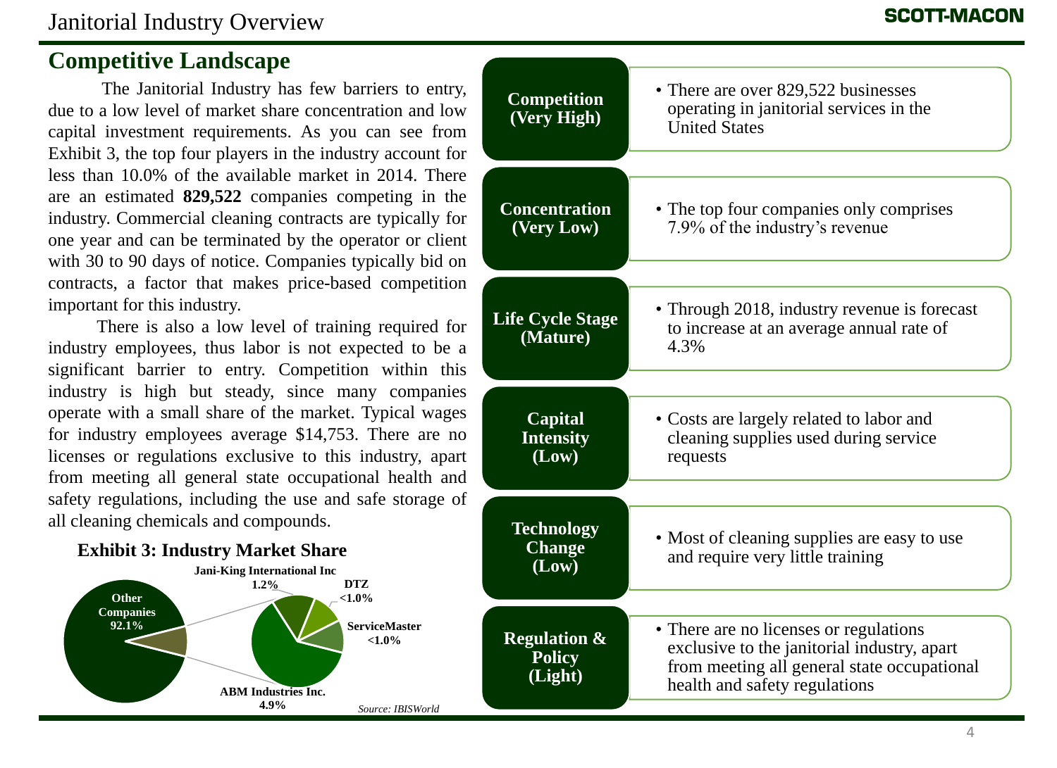# Janitorial Industry Overview

## Competitive Landscape

The Janitorial Industry has few barriers to entry, due to a low level of market share concentration and low capital investment requirements. As you can see from Exhibit 3, the top four players in the industry account for less than 10.0% of the available market in 2014. There are an estimated **829,522** companies competing in the industry. Commercial cleaning contracts are typically for one year and can be terminated by the operator or client with 30 to 90 days of notice. Companies typically bid on contracts, a factor that makes price-based competition important for this industry.

There is also a low level of training required for industry employees, thus labor is not expected to be a significant barrier to entry. Competition within this industry is high but steady, since many companies operate with a small share of the market. Typical wages for industry employees average $14,753. There are no licenses or regulations exclusive to this industry, apart from meeting all general state occupational health and safety regulations, including the use and safe storage of all cleaning chemicals and compounds.

**Exhibit 3: Industry Market Share**

| Company | Market Share |
|---|---|
| Other Companies | 92.1% |
| ABM Industries Inc. | 4.9% |
| Jani-King International Inc | 1.2% |
| DTZ | <1.0% |
| ServiceMaster | <1.0% |

*Source: IBISWorld*

| Factor | Description |
|---|---|
| **Competition (Very High)** | There are over 829,522 businesses operating in janitorial services in the United States |
| **Concentration (Very Low)** | The top four companies only comprises 7.9% of the industry's revenue |
| **Life Cycle Stage (Mature)** | Through 2018, industry revenue is forecast to increase at an average annual rate of 4.3% |
| **Capital Intensity (Low)** | Costs are largely related to labor and cleaning supplies used during service requests |
| **Technology Change (Low)** | Most of cleaning supplies are easy to use and require very little training |
| **Regulation & Policy (Light)** | There are no licenses or regulations exclusive to the janitorial industry, apart from meeting all general state occupational health and safety regulations |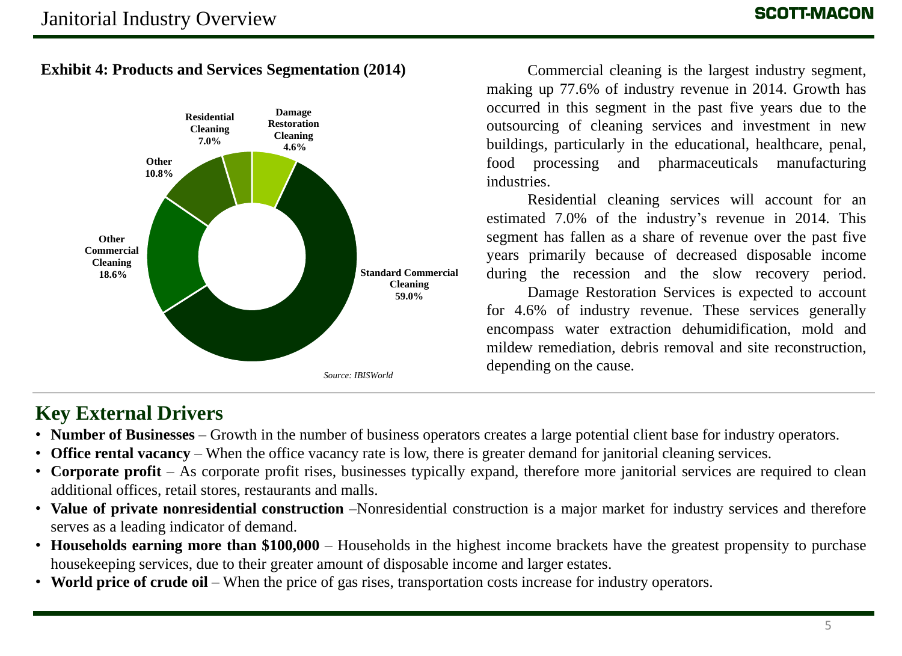# Janitorial Industry Overview

**Exhibit 4: Products and Services Segmentation (2014)**

| Segment | Share |
|---|---|
| Standard Commercial Cleaning | 59.0% |
| Other Commercial Cleaning | 18.6% |
| Other | 10.8% |
| Residential Cleaning | 7.0% |
| Damage Restoration Cleaning | 4.6% |

*Source: IBISWorld*

Commercial cleaning is the largest industry segment, making up 77.6% of industry revenue in 2014. Growth has occurred in this segment in the past five years due to the outsourcing of cleaning services and investment in new buildings, particularly in the educational, healthcare, penal, food processing and pharmaceuticals manufacturing industries.

Residential cleaning services will account for an estimated 7.0% of the industry's revenue in 2014. This segment has fallen as a share of revenue over the past five years primarily because of decreased disposable income during the recession and the slow recovery period.

Damage Restoration Services is expected to account for 4.6% of industry revenue. These services generally encompass water extraction dehumidification, mold and mildew remediation, debris removal and site reconstruction, depending on the cause.

## Key External Drivers

- **Number of Businesses** – Growth in the number of business operators creates a large potential client base for industry operators.
- **Office rental vacancy** – When the office vacancy rate is low, there is greater demand for janitorial cleaning services.
- **Corporate profit** – As corporate profit rises, businesses typically expand, therefore more janitorial services are required to clean additional offices, retail stores, restaurants and malls.
- **Value of private nonresidential construction** –Nonresidential construction is a major market for industry services and therefore serves as a leading indicator of demand.
- **Households earning more than $100,000** – Households in the highest income brackets have the greatest propensity to purchase housekeeping services, due to their greater amount of disposable income and larger estates.
- **World price of crude oil** – When the price of gas rises, transportation costs increase for industry operators.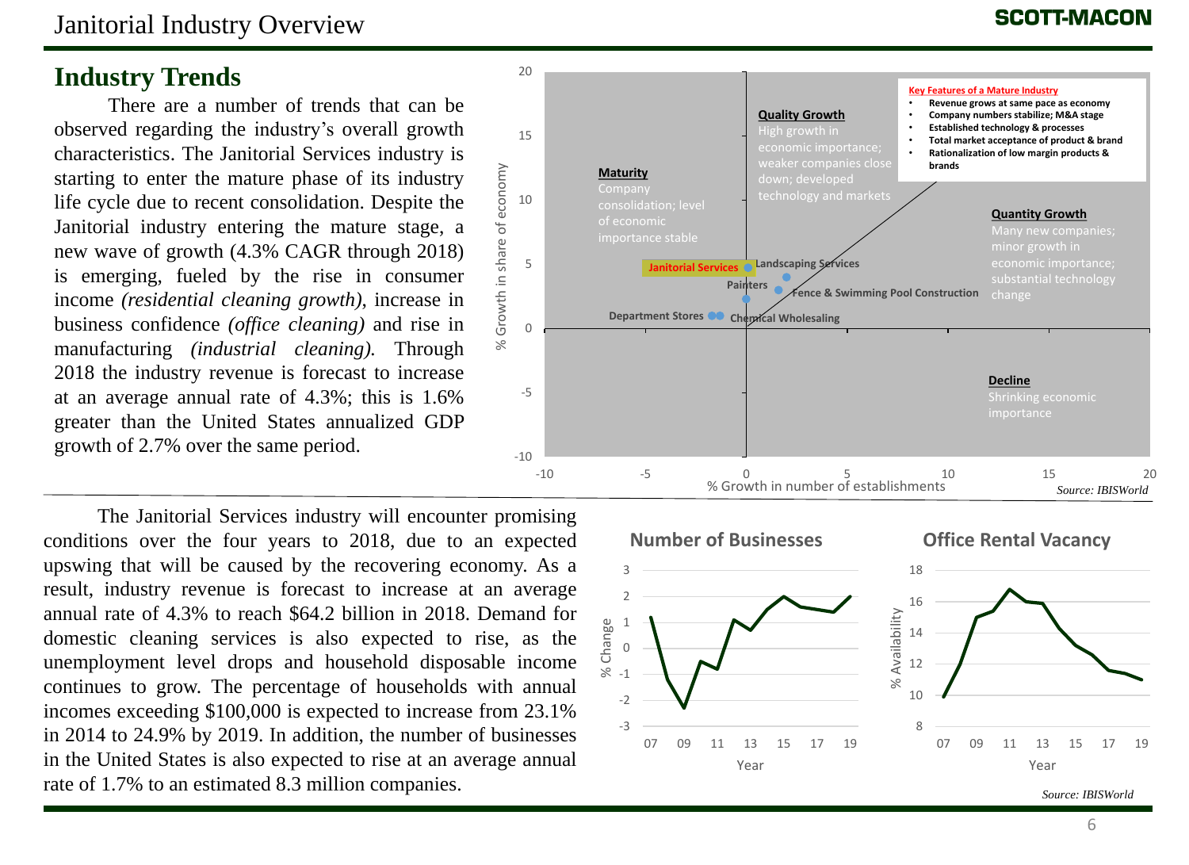# Janitorial Industry Overview

## Industry Trends

There are a number of trends that can be observed regarding the industry's overall growth characteristics. The Janitorial Services industry is starting to enter the mature phase of its industry life cycle due to recent consolidation. Despite the Janitorial industry entering the mature stage, a new wave of growth (4.3% CAGR through 2018) is emerging, fueled by the rise in consumer income *(residential cleaning growth)*, increase in business confidence *(office cleaning)* and rise in manufacturing *(industrial cleaning).* Through 2018 the industry revenue is forecast to increase at an average annual rate of 4.3%; this is 1.6% greater than the United States annualized GDP growth of 2.7% over the same period.

**Key Features of a Mature Industry**

- Revenue grows at same pace as economy
- Company numbers stabilize; M&A stage
- Established technology & processes
- Total market acceptance of product & brand
- Rationalization of low margin products & brands

*Source: IBISWorld*

The Janitorial Services industry will encounter promising conditions over the four years to 2018, due to an expected upswing that will be caused by the recovering economy. As a result, industry revenue is forecast to increase at an average annual rate of 4.3% to reach $64.2 billion in 2018. Demand for domestic cleaning services is also expected to rise, as the unemployment level drops and household disposable income continues to grow. The percentage of households with annual incomes exceeding $100,000 is expected to increase from 23.1% in 2014 to 24.9% by 2019. In addition, the number of businesses in the United States is also expected to rise at an average annual rate of 1.7% to an estimated 8.3 million companies.

*Source: IBISWorld*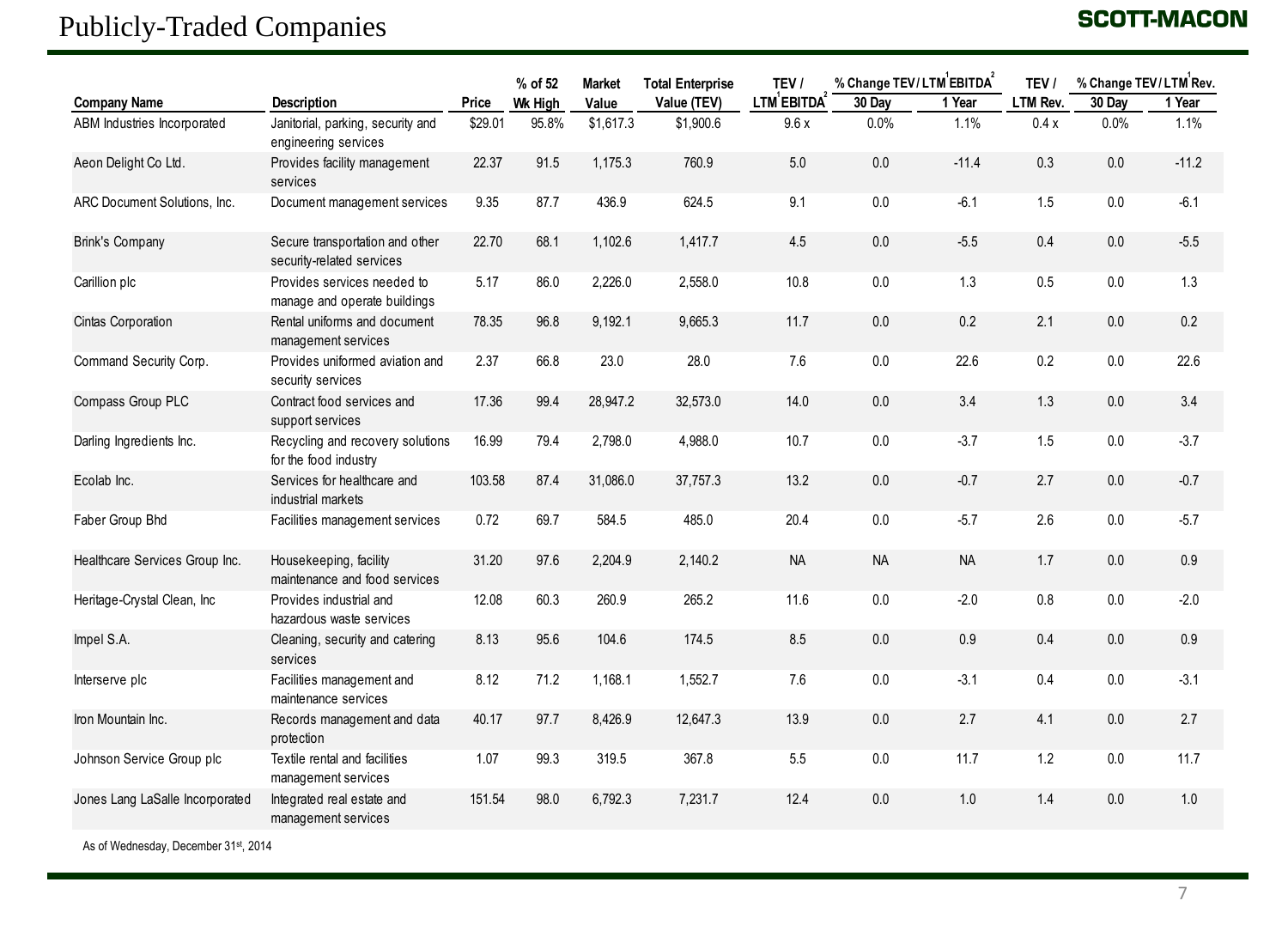# Publicly-Traded Companies

SCOTT-MACON

| Company Name | Description | Price | % of 52 Wk High | Market Value | Total Enterprise Value (TEV) | TEV / LTM[1] EBITDA[2] | % Change TEV / LTM[1] EBITDA[2] 30 Day | % Change TEV / LTM[1] EBITDA[2] 1 Year | TEV / LTM Rev. | % Change TEV / LTM[1] Rev. 30 Day | % Change TEV / LTM[1] Rev. 1 Year |
|---|---|---|---|---|---|---|---|---|---|---|---|
| ABM Industries Incorporated | Janitorial, parking, security and engineering services | $29.01 | 95.8% | $1,617.3 | $1,900.6 | 9.6 x | 0.0% | 1.1% | 0.4 x | 0.0% | 1.1% |
| Aeon Delight Co Ltd. | Provides facility management services | 22.37 | 91.5 | 1,175.3 | 760.9 | 5.0 | 0.0 | -11.4 | 0.3 | 0.0 | -11.2 |
| ARC Document Solutions, Inc. | Document management services | 9.35 | 87.7 | 436.9 | 624.5 | 9.1 | 0.0 | -6.1 | 1.5 | 0.0 | -6.1 |
| Brink's Company | Secure transportation and other security-related services | 22.70 | 68.1 | 1,102.6 | 1,417.7 | 4.5 | 0.0 | -5.5 | 0.4 | 0.0 | -5.5 |
| Carillion plc | Provides services needed to manage and operate buildings | 5.17 | 86.0 | 2,226.0 | 2,558.0 | 10.8 | 0.0 | 1.3 | 0.5 | 0.0 | 1.3 |
| Cintas Corporation | Rental uniforms and document management services | 78.35 | 96.8 | 9,192.1 | 9,665.3 | 11.7 | 0.0 | 0.2 | 2.1 | 0.0 | 0.2 |
| Command Security Corp. | Provides uniformed aviation and security services | 2.37 | 66.8 | 23.0 | 28.0 | 7.6 | 0.0 | 22.6 | 0.2 | 0.0 | 22.6 |
| Compass Group PLC | Contract food services and support services | 17.36 | 99.4 | 28,947.2 | 32,573.0 | 14.0 | 0.0 | 3.4 | 1.3 | 0.0 | 3.4 |
| Darling Ingredients Inc. | Recycling and recovery solutions for the food industry | 16.99 | 79.4 | 2,798.0 | 4,988.0 | 10.7 | 0.0 | -3.7 | 1.5 | 0.0 | -3.7 |
| Ecolab Inc. | Services for healthcare and industrial markets | 103.58 | 87.4 | 31,086.0 | 37,757.3 | 13.2 | 0.0 | -0.7 | 2.7 | 0.0 | -0.7 |
| Faber Group Bhd | Facilities management services | 0.72 | 69.7 | 584.5 | 485.0 | 20.4 | 0.0 | -5.7 | 2.6 | 0.0 | -5.7 |
| Healthcare Services Group Inc. | Housekeeping, facility maintenance and food services | 31.20 | 97.6 | 2,204.9 | 2,140.2 | NA | NA | NA | 1.7 | 0.0 | 0.9 |
| Heritage-Crystal Clean, Inc | Provides industrial and hazardous waste services | 12.08 | 60.3 | 260.9 | 265.2 | 11.6 | 0.0 | -2.0 | 0.8 | 0.0 | -2.0 |
| Impel S.A. | Cleaning, security and catering services | 8.13 | 95.6 | 104.6 | 174.5 | 8.5 | 0.0 | 0.9 | 0.4 | 0.0 | 0.9 |
| Interserve plc | Facilities management and maintenance services | 8.12 | 71.2 | 1,168.1 | 1,552.7 | 7.6 | 0.0 | -3.1 | 0.4 | 0.0 | -3.1 |
| Iron Mountain Inc. | Records management and data protection | 40.17 | 97.7 | 8,426.9 | 12,647.3 | 13.9 | 0.0 | 2.7 | 4.1 | 0.0 | 2.7 |
| Johnson Service Group plc | Textile rental and facilities management services | 1.07 | 99.3 | 319.5 | 367.8 | 5.5 | 0.0 | 11.7 | 1.2 | 0.0 | 11.7 |
| Jones Lang LaSalle Incorporated | Integrated real estate and management services | 151.54 | 98.0 | 6,792.3 | 7,231.7 | 12.4 | 0.0 | 1.0 | 1.4 | 0.0 | 1.0 |

As of Wednesday, December 31st, 2014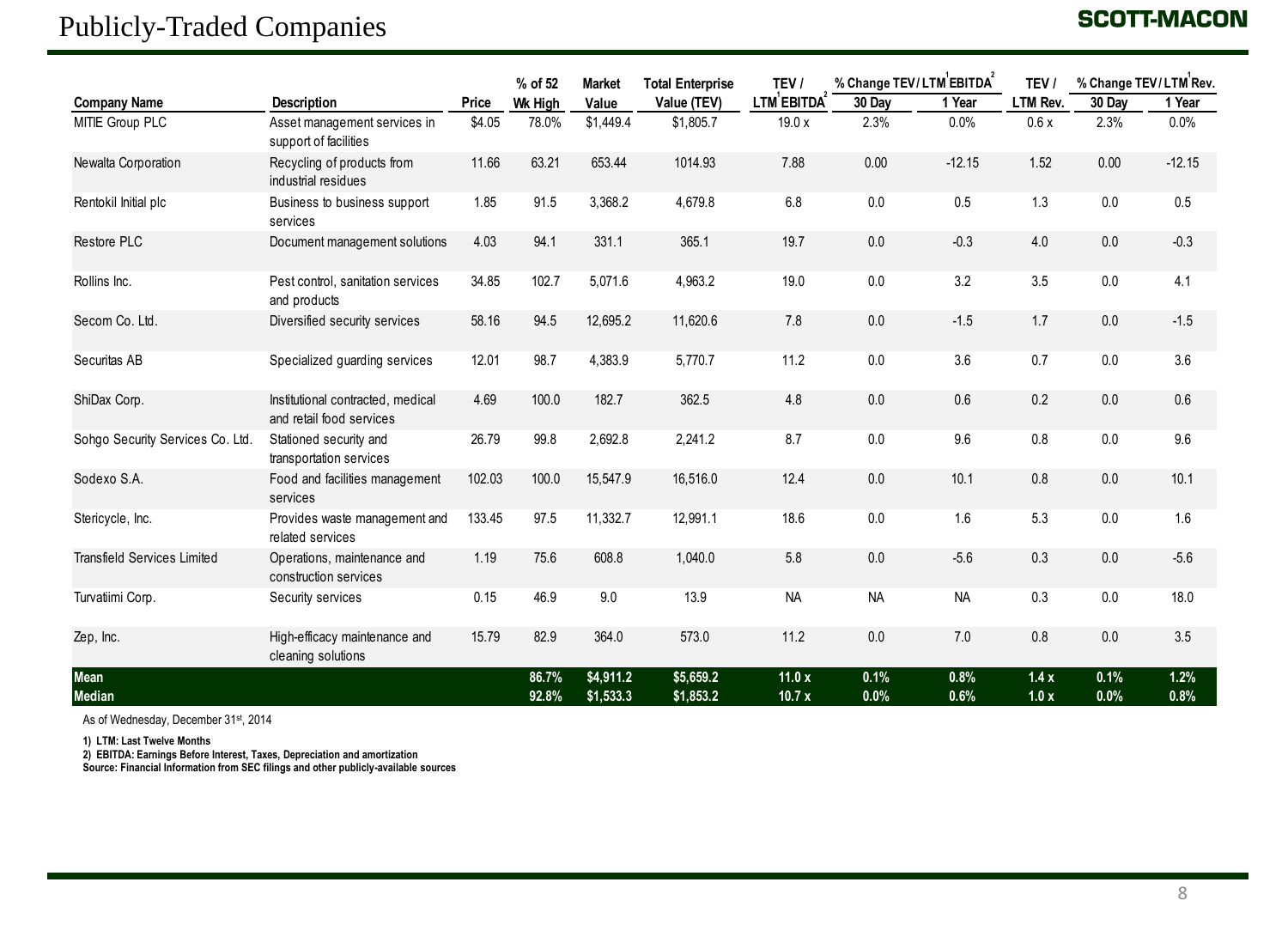# Publicly-Traded Companies

SCOTT-MACON

| Company Name | Description | Price | % of 52 Wk High | Market Value | Total Enterprise Value (TEV) | TEV / LTM[1] EBITDA[2] | % Change TEV / LTM[1] EBITDA[2] 30 Day | 1 Year | TEV / LTM Rev. | % Change TEV / LTM[1] Rev. 30 Day | 1 Year |
|---|---|---|---|---|---|---|---|---|---|---|---|
| MITIE Group PLC | Asset management services in support of facilities | $4.05 | 78.0% | $1,449.4 | $1,805.7 | 19.0 x | 2.3% | 0.0% | 0.6 x | 2.3% | 0.0% |
| Newalta Corporation | Recycling of products from industrial residues | 11.66 | 63.21 | 653.44 | 1014.93 | 7.88 | 0.00 | -12.15 | 1.52 | 0.00 | -12.15 |
| Rentokil Initial plc | Business to business support services | 1.85 | 91.5 | 3,368.2 | 4,679.8 | 6.8 | 0.0 | 0.5 | 1.3 | 0.0 | 0.5 |
| Restore PLC | Document management solutions | 4.03 | 94.1 | 331.1 | 365.1 | 19.7 | 0.0 | -0.3 | 4.0 | 0.0 | -0.3 |
| Rollins Inc. | Pest control, sanitation services and products | 34.85 | 102.7 | 5,071.6 | 4,963.2 | 19.0 | 0.0 | 3.2 | 3.5 | 0.0 | 4.1 |
| Secom Co. Ltd. | Diversified security services | 58.16 | 94.5 | 12,695.2 | 11,620.6 | 7.8 | 0.0 | -1.5 | 1.7 | 0.0 | -1.5 |
| Securitas AB | Specialized guarding services | 12.01 | 98.7 | 4,383.9 | 5,770.7 | 11.2 | 0.0 | 3.6 | 0.7 | 0.0 | 3.6 |
| ShiDax Corp. | Institutional contracted, medical and retail food services | 4.69 | 100.0 | 182.7 | 362.5 | 4.8 | 0.0 | 0.6 | 0.2 | 0.0 | 0.6 |
| Sohgo Security Services Co. Ltd. | Stationed security and transportation services | 26.79 | 99.8 | 2,692.8 | 2,241.2 | 8.7 | 0.0 | 9.6 | 0.8 | 0.0 | 9.6 |
| Sodexo S.A. | Food and facilities management services | 102.03 | 100.0 | 15,547.9 | 16,516.0 | 12.4 | 0.0 | 10.1 | 0.8 | 0.0 | 10.1 |
| Stericycle, Inc. | Provides waste management and related services | 133.45 | 97.5 | 11,332.7 | 12,991.1 | 18.6 | 0.0 | 1.6 | 5.3 | 0.0 | 1.6 |
| Transfield Services Limited | Operations, maintenance and construction services | 1.19 | 75.6 | 608.8 | 1,040.0 | 5.8 | 0.0 | -5.6 | 0.3 | 0.0 | -5.6 |
| Turvatiimi Corp. | Security services | 0.15 | 46.9 | 9.0 | 13.9 | NA | NA | NA | 0.3 | 0.0 | 18.0 |
| Zep, Inc. | High-efficacy maintenance and cleaning solutions | 15.79 | 82.9 | 364.0 | 573.0 | 11.2 | 0.0 | 7.0 | 0.8 | 0.0 | 3.5 |
| **Mean** | | | **86.7%** | **$4,911.2** | **$5,659.2** | **11.0 x** | **0.1%** | **0.8%** | **1.4 x** | **0.1%** | **1.2%** |
| **Median** | | | **92.8%** | **$1,533.3** | **$1,853.2** | **10.7 x** | **0.0%** | **0.6%** | **1.0 x** | **0.0%** | **0.8%** |

As of Wednesday, December 31st, 2014

**1) LTM: Last Twelve Months**
**2) EBITDA: Earnings Before Interest, Taxes, Depreciation and amortization**
**Source: Financial Information from SEC filings and other publicly-available sources**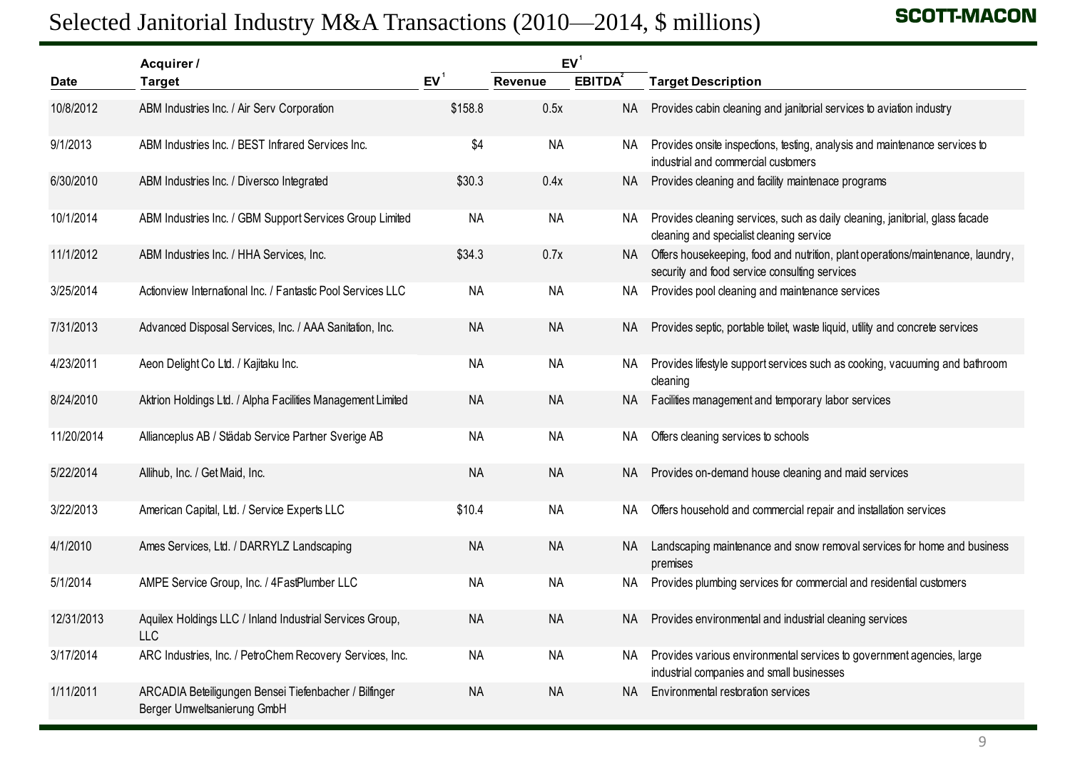# Selected Janitorial Industry M&A Transactions (2010—2014, $ millions)

| Date | Acquirer / Target | EV[1] | EV[1] / Revenue | EV[1] / EBITDA[2] | Target Description |
|---|---|---|---|---|---|
| 10/8/2012 | ABM Industries Inc. / Air Serv Corporation | $158.8 | 0.5x | NA | Provides cabin cleaning and janitorial services to aviation industry |
| 9/1/2013 | ABM Industries Inc. / BEST Infrared Services Inc. | $4 | NA | NA | Provides onsite inspections, testing, analysis and maintenance services to industrial and commercial customers |
| 6/30/2010 | ABM Industries Inc. / Diversco Integrated | $30.3 | 0.4x | NA | Provides cleaning and facility maintenace programs |
| 10/1/2014 | ABM Industries Inc. / GBM Support Services Group Limited | NA | NA | NA | Provides cleaning services, such as daily cleaning, janitorial, glass facade cleaning and specialist cleaning service |
| 11/1/2012 | ABM Industries Inc. / HHA Services, Inc. | $34.3 | 0.7x | NA | Offers housekeeping, food and nutrition, plant operations/maintenance, laundry, security and food service consulting services |
| 3/25/2014 | Actionview International Inc. / Fantastic Pool Services LLC | NA | NA | NA | Provides pool cleaning and maintenance services |
| 7/31/2013 | Advanced Disposal Services, Inc. / AAA Sanitation, Inc. | NA | NA | NA | Provides septic, portable toilet, waste liquid, utility and concrete services |
| 4/23/2011 | Aeon Delight Co Ltd. / Kajitaku Inc. | NA | NA | NA | Provides lifestyle support services such as cooking, vacuuming and bathroom cleaning |
| 8/24/2010 | Aktrion Holdings Ltd. / Alpha Facilities Management Limited | NA | NA | NA | Facilities management and temporary labor services |
| 11/20/2014 | Allianceplus AB / Städab Service Partner Sverige AB | NA | NA | NA | Offers cleaning services to schools |
| 5/22/2014 | Allihub, Inc. / Get Maid, Inc. | NA | NA | NA | Provides on-demand house cleaning and maid services |
| 3/22/2013 | American Capital, Ltd. / Service Experts LLC | $10.4 | NA | NA | Offers household and commercial repair and installation services |
| 4/1/2010 | Ames Services, Ltd. / DARRYLZ Landscaping | NA | NA | NA | Landscaping maintenance and snow removal services for home and business premises |
| 5/1/2014 | AMPE Service Group, Inc. / 4FastPlumber LLC | NA | NA | NA | Provides plumbing services for commercial and residential customers |
| 12/31/2013 | Aquilex Holdings LLC / Inland Industrial Services Group, LLC | NA | NA | NA | Provides environmental and industrial cleaning services |
| 3/17/2014 | ARC Industries, Inc. / PetroChem Recovery Services, Inc. | NA | NA | NA | Provides various environmental services to government agencies, large industrial companies and small businesses |
| 1/11/2011 | ARCADIA Beteiligungen Bensei Tiefenbacher / Bilfinger Berger Umweltsanierung GmbH | NA | NA | NA | Environmental restoration services |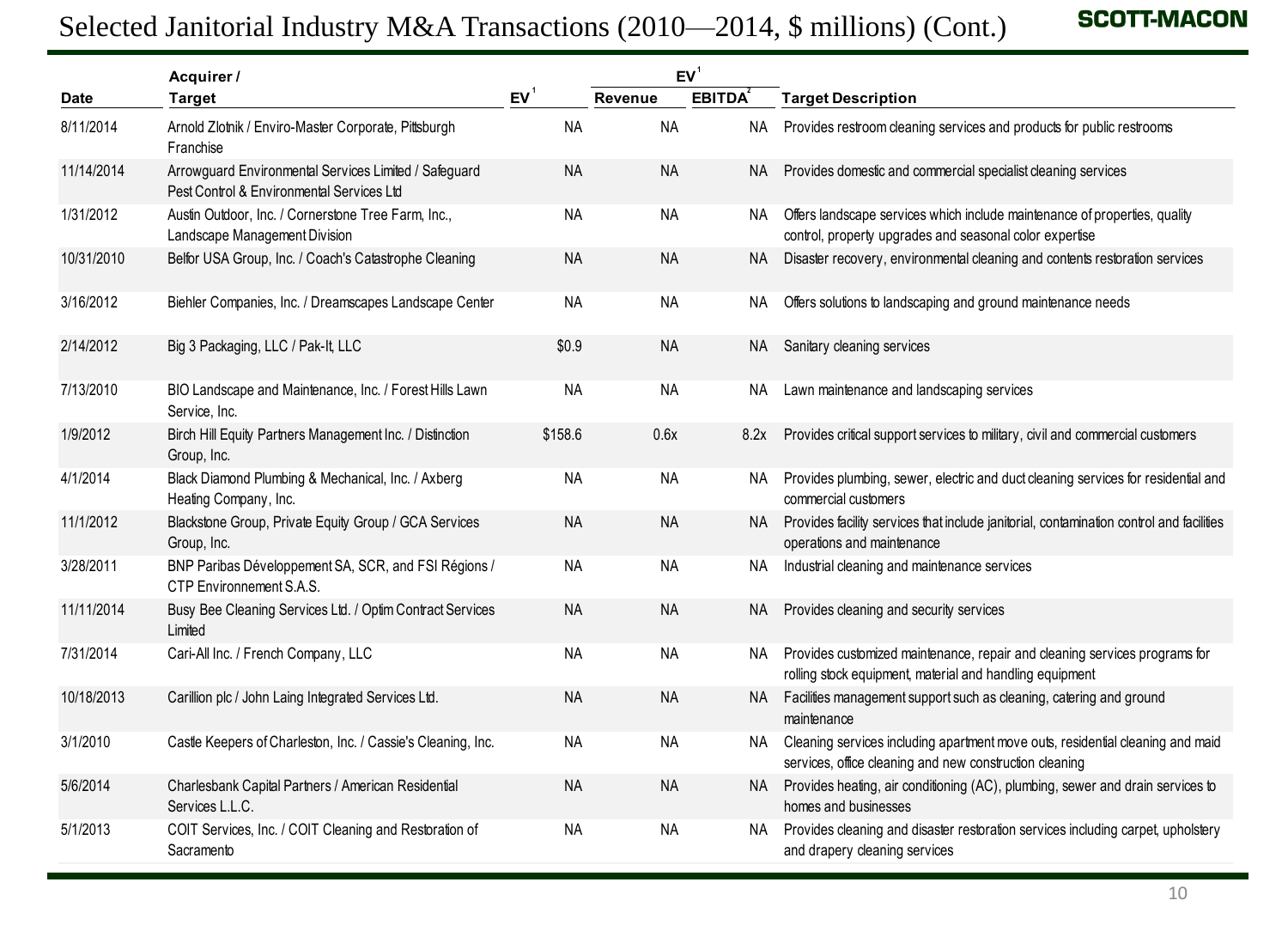# Selected Janitorial Industry M&A Transactions (2010—2014, $ millions) (Cont.)

| Date | Acquirer / Target | EV[1] | EV[1] Revenue | EV[1] EBITDA[2] | Target Description |
|---|---|---|---|---|---|
| 8/11/2014 | Arnold Zlotnik / Enviro-Master Corporate, Pittsburgh Franchise | NA | NA | NA | Provides restroom cleaning services and products for public restrooms |
| 11/14/2014 | Arrowguard Environmental Services Limited / Safeguard Pest Control & Environmental Services Ltd | NA | NA | NA | Provides domestic and commercial specialist cleaning services |
| 1/31/2012 | Austin Outdoor, Inc. / Cornerstone Tree Farm, Inc., Landscape Management Division | NA | NA | NA | Offers landscape services which include maintenance of properties, quality control, property upgrades and seasonal color expertise |
| 10/31/2010 | Belfor USA Group, Inc. / Coach's Catastrophe Cleaning | NA | NA | NA | Disaster recovery, environmental cleaning and contents restoration services |
| 3/16/2012 | Biehler Companies, Inc. / Dreamscapes Landscape Center | NA | NA | NA | Offers solutions to landscaping and ground maintenance needs |
| 2/14/2012 | Big 3 Packaging, LLC / Pak-It, LLC | $0.9 | NA | NA | Sanitary cleaning services |
| 7/13/2010 | BIO Landscape and Maintenance, Inc. / Forest Hills Lawn Service, Inc. | NA | NA | NA | Lawn maintenance and landscaping services |
| 1/9/2012 | Birch Hill Equity Partners Management Inc. / Distinction Group, Inc. | $158.6 | 0.6x | 8.2x | Provides critical support services to military, civil and commercial customers |
| 4/1/2014 | Black Diamond Plumbing & Mechanical, Inc. / Axberg Heating Company, Inc. | NA | NA | NA | Provides plumbing, sewer, electric and duct cleaning services for residential and commercial customers |
| 11/1/2012 | Blackstone Group, Private Equity Group / GCA Services Group, Inc. | NA | NA | NA | Provides facility services that include janitorial, contamination control and facilities operations and maintenance |
| 3/28/2011 | BNP Paribas Développement SA, SCR, and FSI Régions / CTP Environnement S.A.S. | NA | NA | NA | Industrial cleaning and maintenance services |
| 11/11/2014 | Busy Bee Cleaning Services Ltd. / Optim Contract Services Limited | NA | NA | NA | Provides cleaning and security services |
| 7/31/2014 | Cari-All Inc. / French Company, LLC | NA | NA | NA | Provides customized maintenance, repair and cleaning services programs for rolling stock equipment, material and handling equipment |
| 10/18/2013 | Carillion plc / John Laing Integrated Services Ltd. | NA | NA | NA | Facilities management support such as cleaning, catering and ground maintenance |
| 3/1/2010 | Castle Keepers of Charleston, Inc. / Cassie's Cleaning, Inc. | NA | NA | NA | Cleaning services including apartment move outs, residential cleaning and maid services, office cleaning and new construction cleaning |
| 5/6/2014 | Charlesbank Capital Partners / American Residential Services L.L.C. | NA | NA | NA | Provides heating, air conditioning (AC), plumbing, sewer and drain services to homes and businesses |
| 5/1/2013 | COIT Services, Inc. / COIT Cleaning and Restoration of Sacramento | NA | NA | NA | Provides cleaning and disaster restoration services including carpet, upholstery and drapery cleaning services |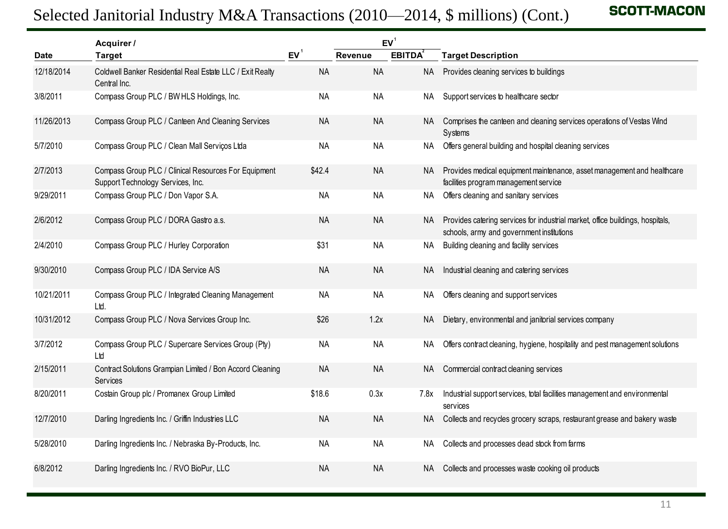# Selected Janitorial Industry M&A Transactions (2010—2014, $ millions) (Cont.)

| Date | Acquirer / Target | EV[1] | EV[1] / Revenue | EV[1] / EBITDA[2] | Target Description |
|---|---|---|---|---|---|
| 12/18/2014 | Coldwell Banker Residential Real Estate LLC / Exit Realty Central Inc. | NA | NA | NA | Provides cleaning services to buildings |
| 3/8/2011 | Compass Group PLC / BW HLS Holdings, Inc. | NA | NA | NA | Support services to healthcare sector |
| 11/26/2013 | Compass Group PLC / Canteen And Cleaning Services | NA | NA | NA | Comprises the canteen and cleaning services operations of Vestas Wind Systems |
| 5/7/2010 | Compass Group PLC / Clean Mall Serviços Ltda | NA | NA | NA | Offers general building and hospital cleaning services |
| 2/7/2013 | Compass Group PLC / Clinical Resources For Equipment Support Technology Services, Inc. | $42.4 | NA | NA | Provides medical equipment maintenance, asset management and healthcare facilities program management service |
| 9/29/2011 | Compass Group PLC / Don Vapor S.A. | NA | NA | NA | Offers cleaning and sanitary services |
| 2/6/2012 | Compass Group PLC / DORA Gastro a.s. | NA | NA | NA | Provides catering services for industrial market, office buildings, hospitals, schools, army and government institutions |
| 2/4/2010 | Compass Group PLC / Hurley Corporation | $31 | NA | NA | Building cleaning and facility services |
| 9/30/2010 | Compass Group PLC / IDA Service A/S | NA | NA | NA | Industrial cleaning and catering services |
| 10/21/2011 | Compass Group PLC / Integrated Cleaning Management Ltd. | NA | NA | NA | Offers cleaning and support services |
| 10/31/2012 | Compass Group PLC / Nova Services Group Inc. | $26 | 1.2x | NA | Dietary, environmental and janitorial services company |
| 3/7/2012 | Compass Group PLC / Supercare Services Group (Pty) Ltd | NA | NA | NA | Offers contract cleaning, hygiene, hospitality and pest management solutions |
| 2/15/2011 | Contract Solutions Grampian Limited / Bon Accord Cleaning Services | NA | NA | NA | Commercial contract cleaning services |
| 8/20/2011 | Costain Group plc / Promanex Group Limited | $18.6 | 0.3x | 7.8x | Industrial support services, total facilities management and environmental services |
| 12/7/2010 | Darling Ingredients Inc. / Griffin Industries LLC | NA | NA | NA | Collects and recycles grocery scraps, restaurant grease and bakery waste |
| 5/28/2010 | Darling Ingredients Inc. / Nebraska By-Products, Inc. | NA | NA | NA | Collects and processes dead stock from farms |
| 6/8/2012 | Darling Ingredients Inc. / RVO BioPur, LLC | NA | NA | NA | Collects and processes waste cooking oil products |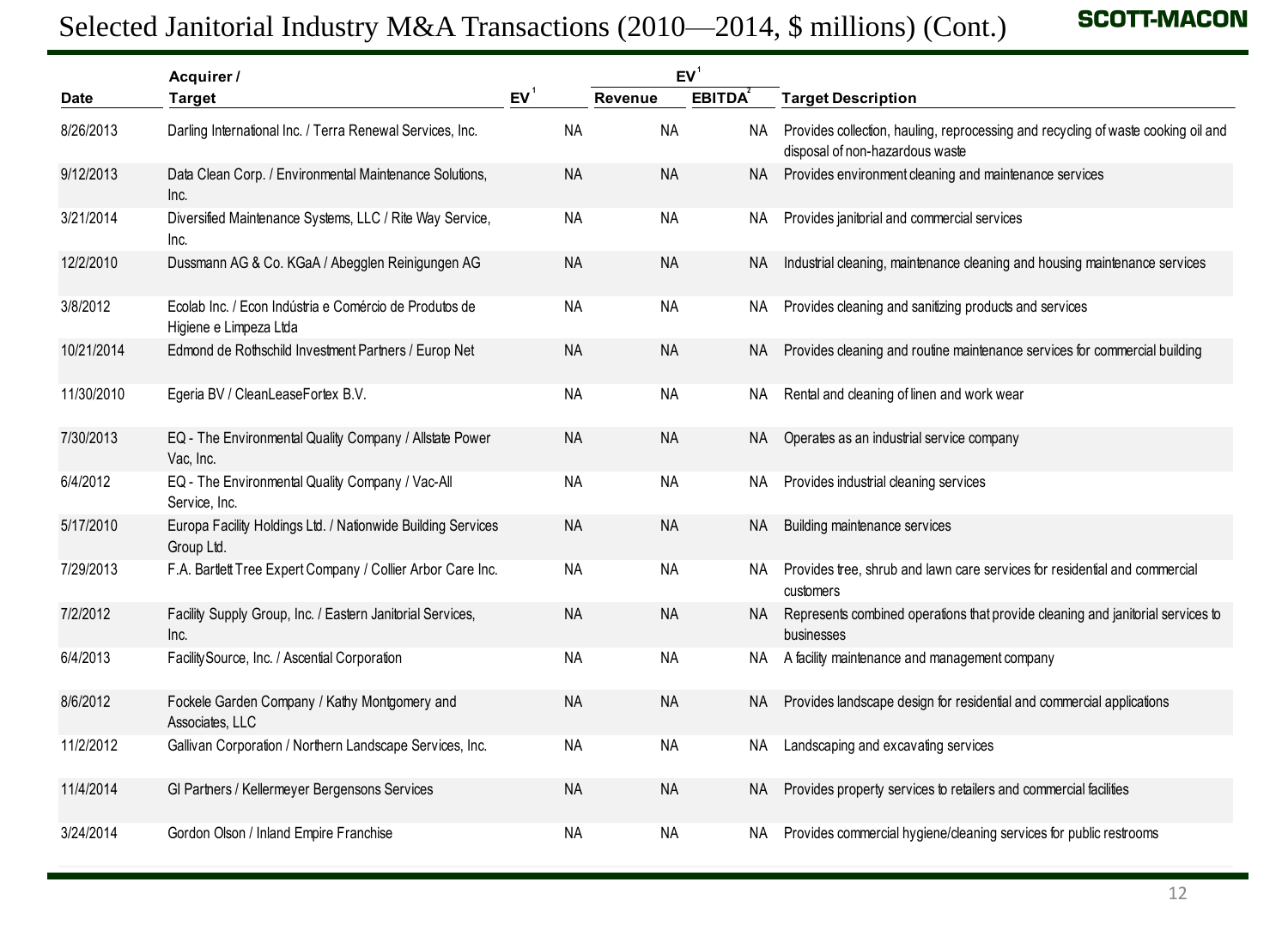# Selected Janitorial Industry M&A Transactions (2010—2014, $ millions) (Cont.)

| Date | Acquirer / Target | EV[1] | EV[1] / Revenue | EV[1] / EBITDA[2] | Target Description |
|---|---|---|---|---|---|
| 8/26/2013 | Darling International Inc. / Terra Renewal Services, Inc. | NA | NA | NA | Provides collection, hauling, reprocessing and recycling of waste cooking oil and disposal of non-hazardous waste |
| 9/12/2013 | Data Clean Corp. / Environmental Maintenance Solutions, Inc. | NA | NA | NA | Provides environment cleaning and maintenance services |
| 3/21/2014 | Diversified Maintenance Systems, LLC / Rite Way Service, Inc. | NA | NA | NA | Provides janitorial and commercial services |
| 12/2/2010 | Dussmann AG & Co. KGaA / Abegglen Reinigungen AG | NA | NA | NA | Industrial cleaning, maintenance cleaning and housing maintenance services |
| 3/8/2012 | Ecolab Inc. / Econ Indústria e Comércio de Produtos de Higiene e Limpeza Ltda | NA | NA | NA | Provides cleaning and sanitizing products and services |
| 10/21/2014 | Edmond de Rothschild Investment Partners / Europ Net | NA | NA | NA | Provides cleaning and routine maintenance services for commercial building |
| 11/30/2010 | Egeria BV / CleanLeaseFortex B.V. | NA | NA | NA | Rental and cleaning of linen and work wear |
| 7/30/2013 | EQ - The Environmental Quality Company / Allstate Power Vac, Inc. | NA | NA | NA | Operates as an industrial service company |
| 6/4/2012 | EQ - The Environmental Quality Company / Vac-All Service, Inc. | NA | NA | NA | Provides industrial cleaning services |
| 5/17/2010 | Europa Facility Holdings Ltd. / Nationwide Building Services Group Ltd. | NA | NA | NA | Building maintenance services |
| 7/29/2013 | F.A. Bartlett Tree Expert Company / Collier Arbor Care Inc. | NA | NA | NA | Provides tree, shrub and lawn care services for residential and commercial customers |
| 7/2/2012 | Facility Supply Group, Inc. / Eastern Janitorial Services, Inc. | NA | NA | NA | Represents combined operations that provide cleaning and janitorial services to businesses |
| 6/4/2013 | FacilitySource, Inc. / Ascential Corporation | NA | NA | NA | A facility maintenance and management company |
| 8/6/2012 | Fockele Garden Company / Kathy Montgomery and Associates, LLC | NA | NA | NA | Provides landscape design for residential and commercial applications |
| 11/2/2012 | Gallivan Corporation / Northern Landscape Services, Inc. | NA | NA | NA | Landscaping and excavating services |
| 11/4/2014 | GI Partners / Kellermeyer Bergensons Services | NA | NA | NA | Provides property services to retailers and commercial facilities |
| 3/24/2014 | Gordon Olson / Inland Empire Franchise | NA | NA | NA | Provides commercial hygiene/cleaning services for public restrooms |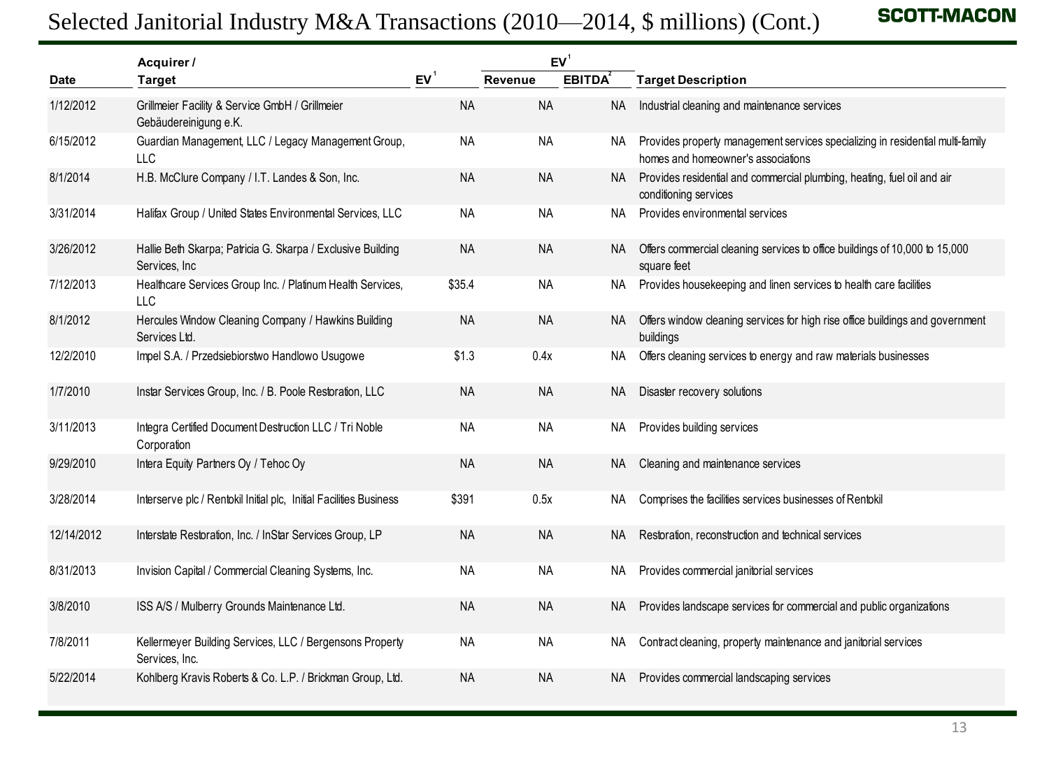# Selected Janitorial Industry M&A Transactions (2010—2014, $ millions) (Cont.)

| Date | Acquirer / Target | EV[1] | EV[1] / Revenue | EV[1] / EBITDA[2] | Target Description |
|---|---|---|---|---|---|
| 1/12/2012 | Grillmeier Facility & Service GmbH / Grillmeier Gebäudereinigung e.K. | NA | NA | NA | Industrial cleaning and maintenance services |
| 6/15/2012 | Guardian Management, LLC / Legacy Management Group, LLC | NA | NA | NA | Provides property management services specializing in residential multi-family homes and homeowner's associations |
| 8/1/2014 | H.B. McClure Company / I.T. Landes & Son, Inc. | NA | NA | NA | Provides residential and commercial plumbing, heating, fuel oil and air conditioning services |
| 3/31/2014 | Halifax Group / United States Environmental Services, LLC | NA | NA | NA | Provides environmental services |
| 3/26/2012 | Hallie Beth Skarpa; Patricia G. Skarpa / Exclusive Building Services, Inc | NA | NA | NA | Offers commercial cleaning services to office buildings of 10,000 to 15,000 square feet |
| 7/12/2013 | Healthcare Services Group Inc. / Platinum Health Services, LLC | $35.4 | NA | NA | Provides housekeeping and linen services to health care facilities |
| 8/1/2012 | Hercules Window Cleaning Company / Hawkins Building Services Ltd. | NA | NA | NA | Offers window cleaning services for high rise office buildings and government buildings |
| 12/2/2010 | Impel S.A. / Przedsiebiorstwo Handlowo Usugowe | $1.3 | 0.4x | NA | Offers cleaning services to energy and raw materials businesses |
| 1/7/2010 | Instar Services Group, Inc. / B. Poole Restoration, LLC | NA | NA | NA | Disaster recovery solutions |
| 3/11/2013 | Integra Certified Document Destruction LLC / Tri Noble Corporation | NA | NA | NA | Provides building services |
| 9/29/2010 | Intera Equity Partners Oy / Tehoc Oy | NA | NA | NA | Cleaning and maintenance services |
| 3/28/2014 | Interserve plc / Rentokil Initial plc, Initial Facilities Business | $391 | 0.5x | NA | Comprises the facilities services businesses of Rentokil |
| 12/14/2012 | Interstate Restoration, Inc. / InStar Services Group, LP | NA | NA | NA | Restoration, reconstruction and technical services |
| 8/31/2013 | Invision Capital / Commercial Cleaning Systems, Inc. | NA | NA | NA | Provides commercial janitorial services |
| 3/8/2010 | ISS A/S / Mulberry Grounds Maintenance Ltd. | NA | NA | NA | Provides landscape services for commercial and public organizations |
| 7/8/2011 | Kellermeyer Building Services, LLC / Bergensons Property Services, Inc. | NA | NA | NA | Contract cleaning, property maintenance and janitorial services |
| 5/22/2014 | Kohlberg Kravis Roberts & Co. L.P. / Brickman Group, Ltd. | NA | NA | NA | Provides commercial landscaping services |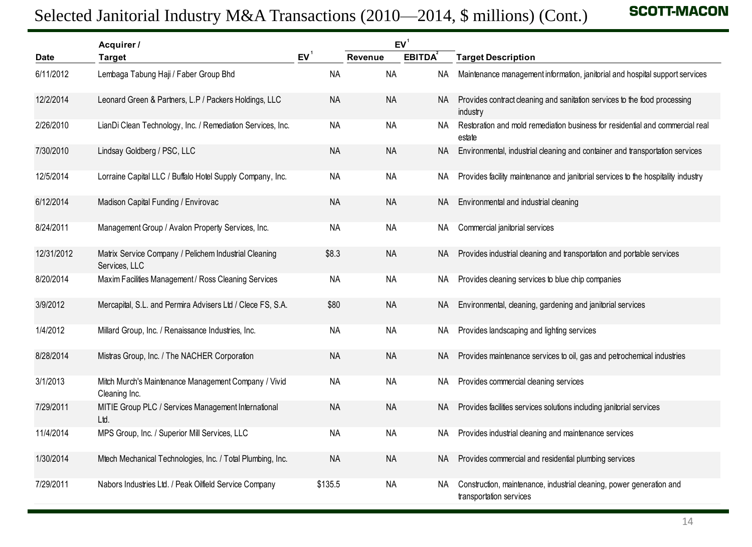# Selected Janitorial Industry M&A Transactions (2010—2014, $ millions) (Cont.)

| Date | Acquirer / Target | EV[1] | EV[1] / Revenue | EV[1] / EBITDA[2] | Target Description |
|---|---|---|---|---|---|
| 6/11/2012 | Lembaga Tabung Haji / Faber Group Bhd | NA | NA | NA | Maintenance management information, janitorial and hospital support services |
| 12/2/2014 | Leonard Green & Partners, L.P / Packers Holdings, LLC | NA | NA | NA | Provides contract cleaning and sanitation services to the food processing industry |
| 2/26/2010 | LianDi Clean Technology, Inc. / Remediation Services, Inc. | NA | NA | NA | Restoration and mold remediation business for residential and commercial real estate |
| 7/30/2010 | Lindsay Goldberg / PSC, LLC | NA | NA | NA | Environmental, industrial cleaning and container and transportation services |
| 12/5/2014 | Lorraine Capital LLC / Buffalo Hotel Supply Company, Inc. | NA | NA | NA | Provides facility maintenance and janitorial services to the hospitality industry |
| 6/12/2014 | Madison Capital Funding / Envirovac | NA | NA | NA | Environmental and industrial cleaning |
| 8/24/2011 | Management Group / Avalon Property Services, Inc. | NA | NA | NA | Commercial janitorial services |
| 12/31/2012 | Matrix Service Company / Pelichem Industrial Cleaning Services, LLC | $8.3 | NA | NA | Provides industrial cleaning and transportation and portable services |
| 8/20/2014 | Maxim Facilities Management / Ross Cleaning Services | NA | NA | NA | Provides cleaning services to blue chip companies |
| 3/9/2012 | Mercapital, S.L. and Permira Advisers Ltd / Clece FS, S.A. | $80 | NA | NA | Environmental, cleaning, gardening and janitorial services |
| 1/4/2012 | Millard Group, Inc. / Renaissance Industries, Inc. | NA | NA | NA | Provides landscaping and lighting services |
| 8/28/2014 | Mistras Group, Inc. / The NACHER Corporation | NA | NA | NA | Provides maintenance services to oil, gas and petrochemical industries |
| 3/1/2013 | Mitch Murch's Maintenance Management Company / Vivid Cleaning Inc. | NA | NA | NA | Provides commercial cleaning services |
| 7/29/2011 | MITIE Group PLC / Services Management International Ltd. | NA | NA | NA | Provides facilities services solutions including janitorial services |
| 11/4/2014 | MPS Group, Inc. / Superior Mill Services, LLC | NA | NA | NA | Provides industrial cleaning and maintenance services |
| 1/30/2014 | Mtech Mechanical Technologies, Inc. / Total Plumbing, Inc. | NA | NA | NA | Provides commercial and residential plumbing services |
| 7/29/2011 | Nabors Industries Ltd. / Peak Oilfield Service Company | $135.5 | NA | NA | Construction, maintenance, industrial cleaning, power generation and transportation services |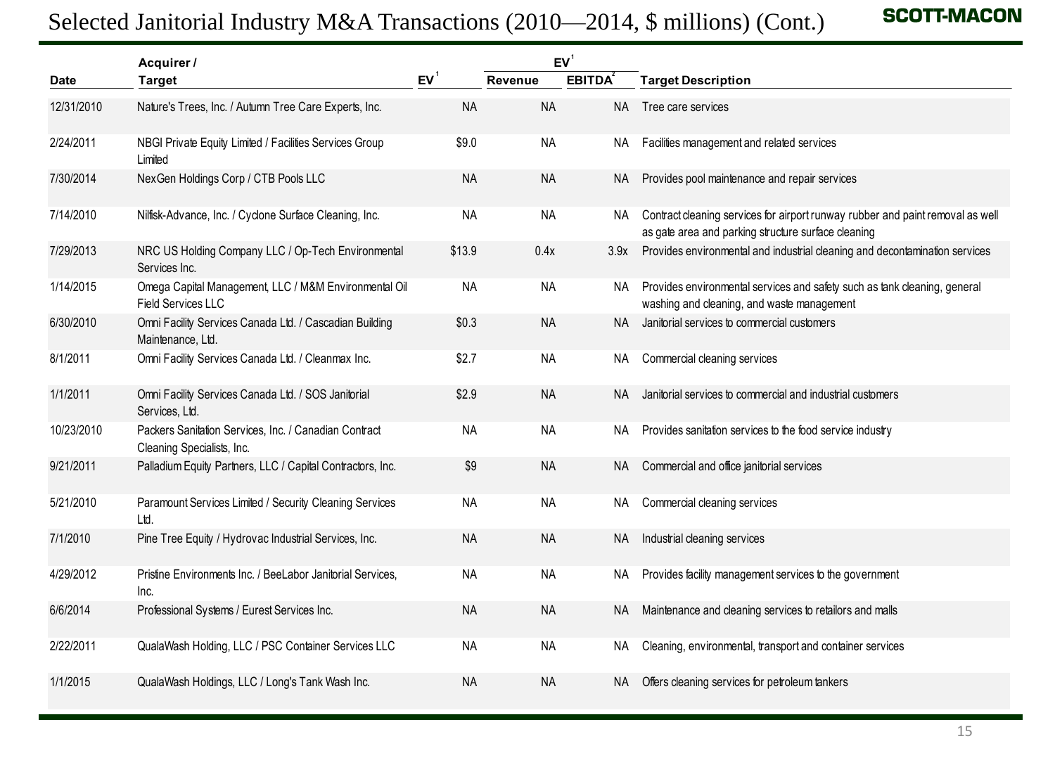# Selected Janitorial Industry M&A Transactions (2010—2014, $ millions) (Cont.)

| Date | Acquirer / Target | EV[1] | EV[1] / Revenue | EV[1] / EBITDA[2] | Target Description |
|---|---|---|---|---|---|
| 12/31/2010 | Nature's Trees, Inc. / Autumn Tree Care Experts, Inc. | NA | NA | NA | Tree care services |
| 2/24/2011 | NBGI Private Equity Limited / Facilities Services Group Limited | $9.0 | NA | NA | Facilities management and related services |
| 7/30/2014 | NexGen Holdings Corp / CTB Pools LLC | NA | NA | NA | Provides pool maintenance and repair services |
| 7/14/2010 | Nilfisk-Advance, Inc. / Cyclone Surface Cleaning, Inc. | NA | NA | NA | Contract cleaning services for airport runway rubber and paint removal as well as gate area and parking structure surface cleaning |
| 7/29/2013 | NRC US Holding Company LLC / Op-Tech Environmental Services Inc. | $13.9 | 0.4x | 3.9x | Provides environmental and industrial cleaning and decontamination services |
| 1/14/2015 | Omega Capital Management, LLC / M&M Environmental Oil Field Services LLC | NA | NA | NA | Provides environmental services and safety such as tank cleaning, general washing and cleaning, and waste management |
| 6/30/2010 | Omni Facility Services Canada Ltd. / Cascadian Building Maintenance, Ltd. | $0.3 | NA | NA | Janitorial services to commercial customers |
| 8/1/2011 | Omni Facility Services Canada Ltd. / Cleanmax Inc. | $2.7 | NA | NA | Commercial cleaning services |
| 1/1/2011 | Omni Facility Services Canada Ltd. / SOS Janitorial Services, Ltd. | $2.9 | NA | NA | Janitorial services to commercial and industrial customers |
| 10/23/2010 | Packers Sanitation Services, Inc. / Canadian Contract Cleaning Specialists, Inc. | NA | NA | NA | Provides sanitation services to the food service industry |
| 9/21/2011 | Palladium Equity Partners, LLC / Capital Contractors, Inc. | $9 | NA | NA | Commercial and office janitorial services |
| 5/21/2010 | Paramount Services Limited / Security Cleaning Services Ltd. | NA | NA | NA | Commercial cleaning services |
| 7/1/2010 | Pine Tree Equity / Hydrovac Industrial Services, Inc. | NA | NA | NA | Industrial cleaning services |
| 4/29/2012 | Pristine Environments Inc. / BeeLabor Janitorial Services, Inc. | NA | NA | NA | Provides facility management services to the government |
| 6/6/2014 | Professional Systems / Eurest Services Inc. | NA | NA | NA | Maintenance and cleaning services to retailors and malls |
| 2/22/2011 | QualaWash Holding, LLC / PSC Container Services LLC | NA | NA | NA | Cleaning, environmental, transport and container services |
| 1/1/2015 | QualaWash Holdings, LLC / Long's Tank Wash Inc. | NA | NA | NA | Offers cleaning services for petroleum tankers |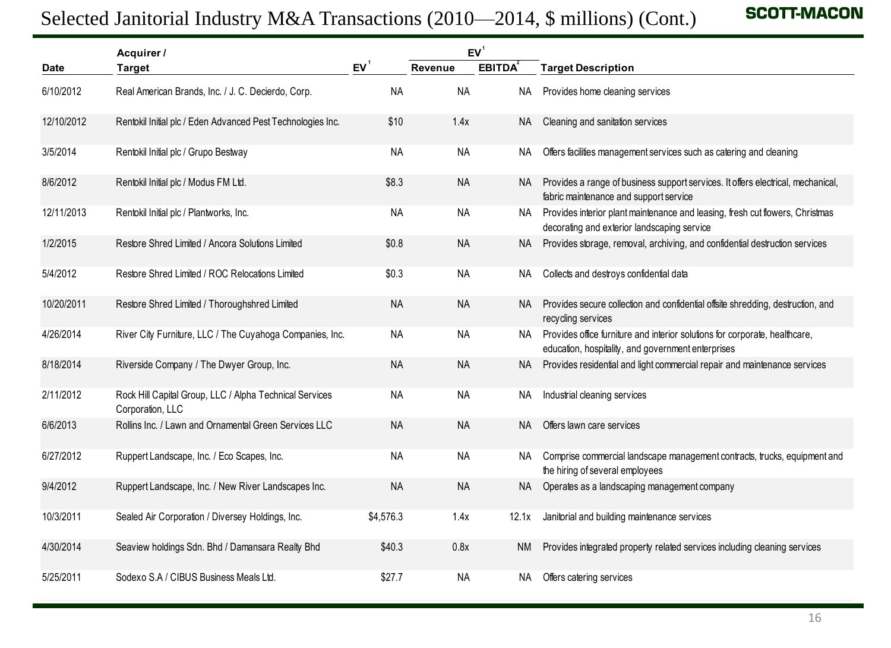# Selected Janitorial Industry M&A Transactions (2010—2014, $ millions) (Cont.)

| Date | Acquirer / Target | EV[1] | EV[1] Revenue | EV[1] EBITDA[2] | Target Description |
|---|---|---|---|---|---|
| 6/10/2012 | Real American Brands, Inc. / J. C. Decierdo, Corp. | NA | NA | NA | Provides home cleaning services |
| 12/10/2012 | Rentokil Initial plc / Eden Advanced Pest Technologies Inc. | $10 | 1.4x | NA | Cleaning and sanitation services |
| 3/5/2014 | Rentokil Initial plc / Grupo Bestway | NA | NA | NA | Offers facilities management services such as catering and cleaning |
| 8/6/2012 | Rentokil Initial plc / Modus FM Ltd. | $8.3 | NA | NA | Provides a range of business support services. It offers electrical, mechanical, fabric maintenance and support service |
| 12/11/2013 | Rentokil Initial plc / Plantworks, Inc. | NA | NA | NA | Provides interior plant maintenance and leasing, fresh cut flowers, Christmas decorating and exterior landscaping service |
| 1/2/2015 | Restore Shred Limited / Ancora Solutions Limited | $0.8 | NA | NA | Provides storage, removal, archiving, and confidential destruction services |
| 5/4/2012 | Restore Shred Limited / ROC Relocations Limited | $0.3 | NA | NA | Collects and destroys confidential data |
| 10/20/2011 | Restore Shred Limited / Thoroughshred Limited | NA | NA | NA | Provides secure collection and confidential offsite shredding, destruction, and recycling services |
| 4/26/2014 | River City Furniture, LLC / The Cuyahoga Companies, Inc. | NA | NA | NA | Provides office furniture and interior solutions for corporate, healthcare, education, hospitality, and government enterprises |
| 8/18/2014 | Riverside Company / The Dwyer Group, Inc. | NA | NA | NA | Provides residential and light commercial repair and maintenance services |
| 2/11/2012 | Rock Hill Capital Group, LLC / Alpha Technical Services Corporation, LLC | NA | NA | NA | Industrial cleaning services |
| 6/6/2013 | Rollins Inc. / Lawn and Ornamental Green Services LLC | NA | NA | NA | Offers lawn care services |
| 6/27/2012 | Ruppert Landscape, Inc. / Eco Scapes, Inc. | NA | NA | NA | Comprise commercial landscape management contracts, trucks, equipment and the hiring of several employees |
| 9/4/2012 | Ruppert Landscape, Inc. / New River Landscapes Inc. | NA | NA | NA | Operates as a landscaping management company |
| 10/3/2011 | Sealed Air Corporation / Diversey Holdings, Inc. | $4,576.3 | 1.4x | 12.1x | Janitorial and building maintenance services |
| 4/30/2014 | Seaview holdings Sdn. Bhd / Damansara Realty Bhd | $40.3 | 0.8x | NM | Provides integrated property related services including cleaning services |
| 5/25/2011 | Sodexo S.A / CIBUS Business Meals Ltd. | $27.7 | NA | NA | Offers catering services |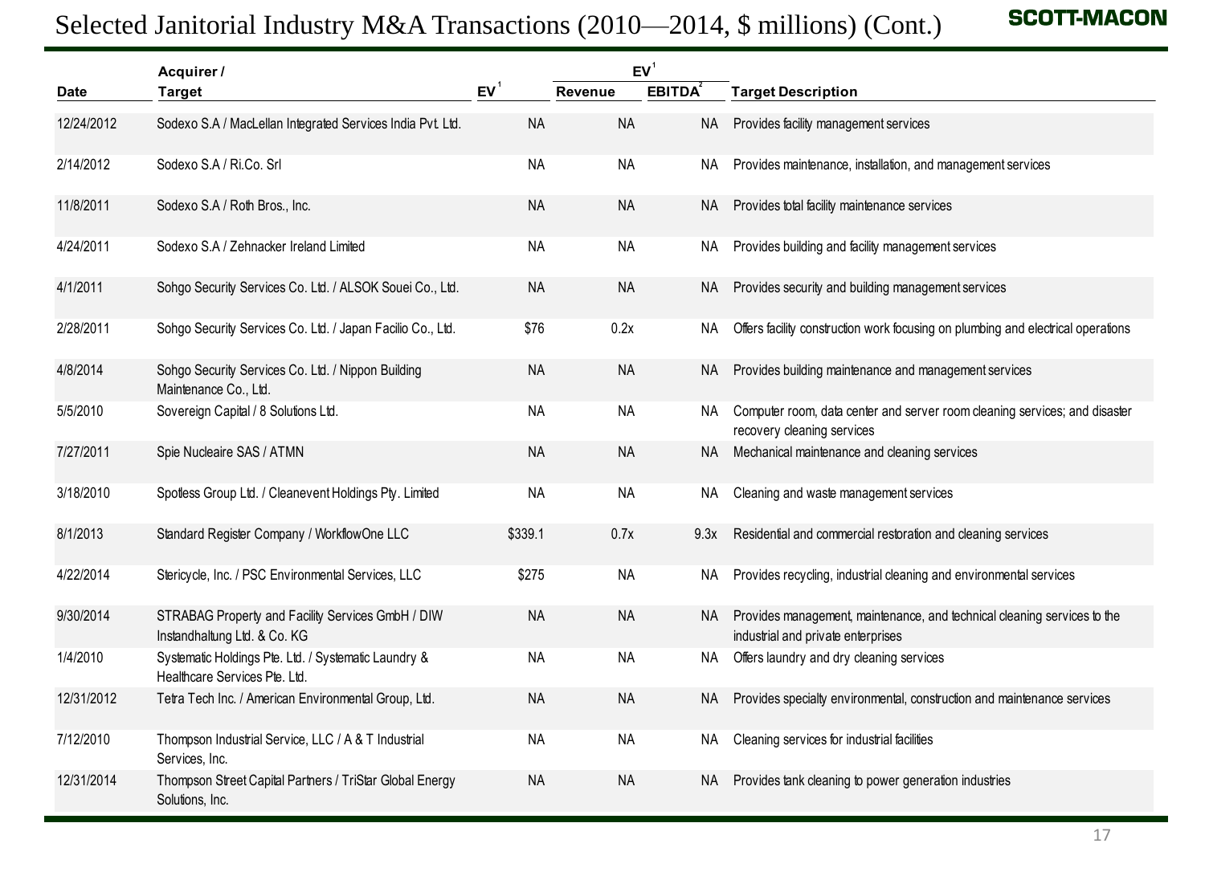# Selected Janitorial Industry M&A Transactions (2010—2014, $ millions) (Cont.)

| Date | Acquirer / Target | EV[1] | EV[1] Revenue | EV[1] EBITDA[2] | Target Description |
|---|---|---|---|---|---|
| 12/24/2012 | Sodexo S.A / MacLellan Integrated Services India Pvt. Ltd. | NA | NA | NA | Provides facility management services |
| 2/14/2012 | Sodexo S.A / Ri.Co. Srl | NA | NA | NA | Provides maintenance, installation, and management services |
| 11/8/2011 | Sodexo S.A / Roth Bros., Inc. | NA | NA | NA | Provides total facility maintenance services |
| 4/24/2011 | Sodexo S.A / Zehnacker Ireland Limited | NA | NA | NA | Provides building and facility management services |
| 4/1/2011 | Sohgo Security Services Co. Ltd. / ALSOK Souei Co., Ltd. | NA | NA | NA | Provides security and building management services |
| 2/28/2011 | Sohgo Security Services Co. Ltd. / Japan Facilio Co., Ltd. | $76 | 0.2x | NA | Offers facility construction work focusing on plumbing and electrical operations |
| 4/8/2014 | Sohgo Security Services Co. Ltd. / Nippon Building Maintenance Co., Ltd. | NA | NA | NA | Provides building maintenance and management services |
| 5/5/2010 | Sovereign Capital / 8 Solutions Ltd. | NA | NA | NA | Computer room, data center and server room cleaning services; and disaster recovery cleaning services |
| 7/27/2011 | Spie Nucleaire SAS / ATMN | NA | NA | NA | Mechanical maintenance and cleaning services |
| 3/18/2010 | Spotless Group Ltd. / Cleanevent Holdings Pty. Limited | NA | NA | NA | Cleaning and waste management services |
| 8/1/2013 | Standard Register Company / WorkflowOne LLC | $339.1 | 0.7x | 9.3x | Residential and commercial restoration and cleaning services |
| 4/22/2014 | Stericycle, Inc. / PSC Environmental Services, LLC | $275 | NA | NA | Provides recycling, industrial cleaning and environmental services |
| 9/30/2014 | STRABAG Property and Facility Services GmbH / DIW Instandhaltung Ltd. & Co. KG | NA | NA | NA | Provides management, maintenance, and technical cleaning services to the industrial and private enterprises |
| 1/4/2010 | Systematic Holdings Pte. Ltd. / Systematic Laundry & Healthcare Services Pte. Ltd. | NA | NA | NA | Offers laundry and dry cleaning services |
| 12/31/2012 | Tetra Tech Inc. / American Environmental Group, Ltd. | NA | NA | NA | Provides specialty environmental, construction and maintenance services |
| 7/12/2010 | Thompson Industrial Service, LLC / A & T Industrial Services, Inc. | NA | NA | NA | Cleaning services for industrial facilities |
| 12/31/2014 | Thompson Street Capital Partners / TriStar Global Energy Solutions, Inc. | NA | NA | NA | Provides tank cleaning to power generation industries |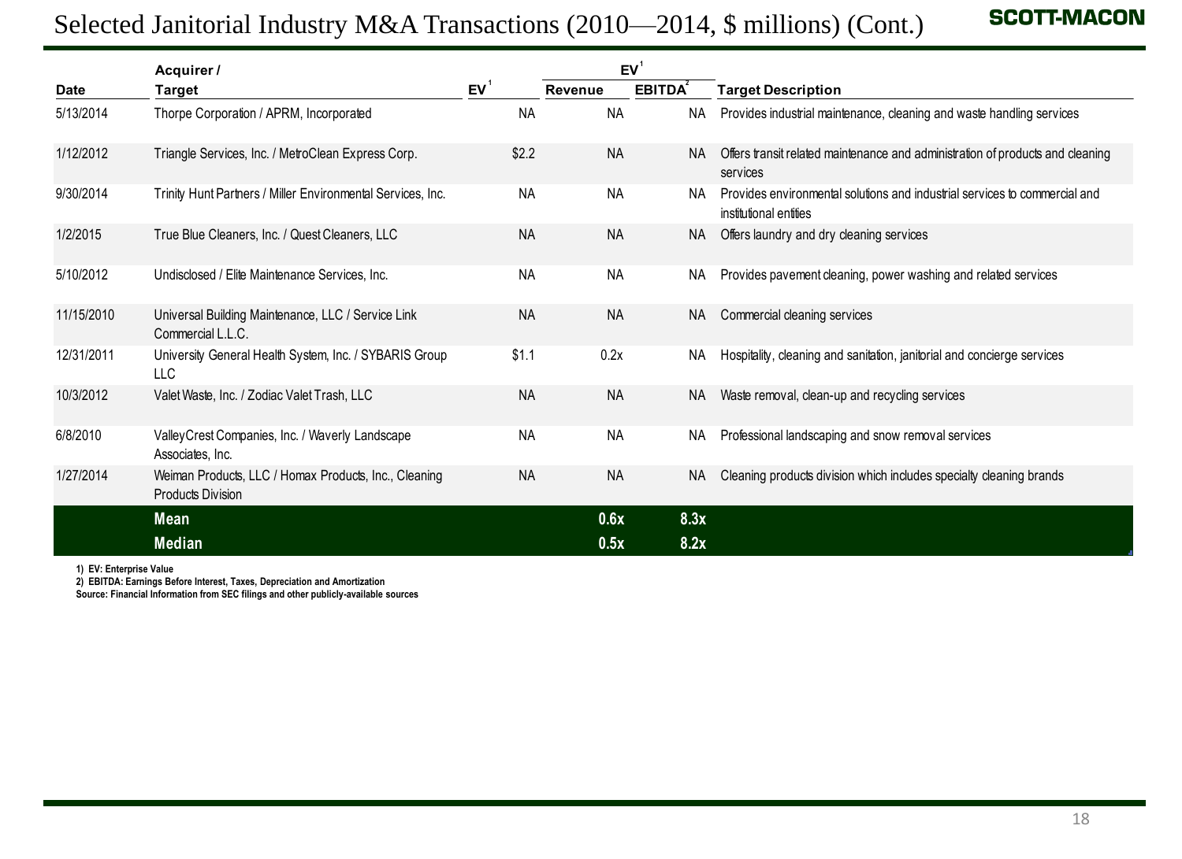# Selected Janitorial Industry M&A Transactions (2010—2014, $ millions) (Cont.)

| Date | Acquirer / Target | EV[1] | EV[1] Revenue | EV[1] EBITDA[2] | Target Description |
|---|---|---|---|---|---|
| 5/13/2014 | Thorpe Corporation / APRM, Incorporated | NA | NA | NA | Provides industrial maintenance, cleaning and waste handling services |
| 1/12/2012 | Triangle Services, Inc. / MetroClean Express Corp. | $2.2 | NA | NA | Offers transit related maintenance and administration of products and cleaning services |
| 9/30/2014 | Trinity Hunt Partners / Miller Environmental Services, Inc. | NA | NA | NA | Provides environmental solutions and industrial services to commercial and institutional entities |
| 1/2/2015 | True Blue Cleaners, Inc. / Quest Cleaners, LLC | NA | NA | NA | Offers laundry and dry cleaning services |
| 5/10/2012 | Undisclosed / Elite Maintenance Services, Inc. | NA | NA | NA | Provides pavement cleaning, power washing and related services |
| 11/15/2010 | Universal Building Maintenance, LLC / Service Link Commercial L.L.C. | NA | NA | NA | Commercial cleaning services |
| 12/31/2011 | University General Health System, Inc. / SYBARIS Group LLC | $1.1 | 0.2x | NA | Hospitality, cleaning and sanitation, janitorial and concierge services |
| 10/3/2012 | Valet Waste, Inc. / Zodiac Valet Trash, LLC | NA | NA | NA | Waste removal, clean-up and recycling services |
| 6/8/2010 | ValleyCrest Companies, Inc. / Waverly Landscape Associates, Inc. | NA | NA | NA | Professional landscaping and snow removal services |
| 1/27/2014 | Weiman Products, LLC / Homax Products, Inc., Cleaning Products Division | NA | NA | NA | Cleaning products division which includes specialty cleaning brands |
| | **Mean** | | **0.6x** | **8.3x** | |
| | **Median** | | **0.5x** | **8.2x** | |

1) EV: Enterprise Value
2) EBITDA: Earnings Before Interest, Taxes, Depreciation and Amortization
Source: Financial Information from SEC filings and other publicly-available sources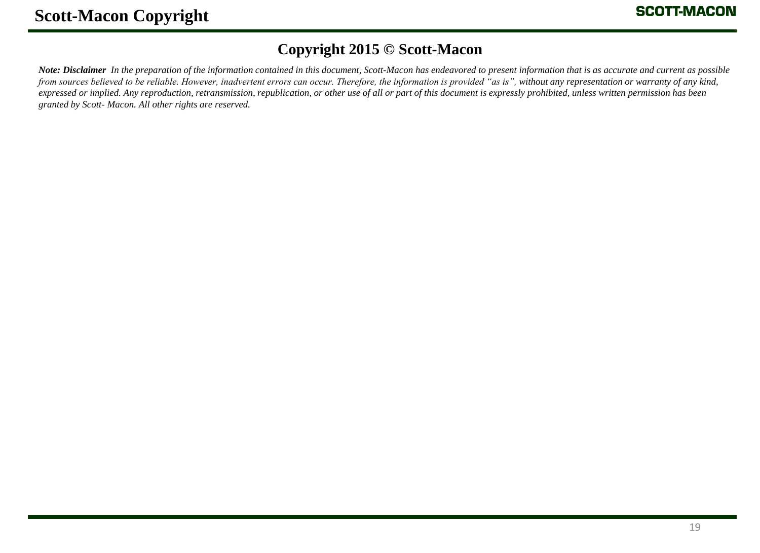# Scott-Macon Copyright

## Copyright 2015 © Scott-Macon

***Note: Disclaimer*** *In the preparation of the information contained in this document, Scott-Macon has endeavored to present information that is as accurate and current as possible from sources believed to be reliable. However, inadvertent errors can occur. Therefore, the information is provided "as is", without any representation or warranty of any kind, expressed or implied. Any reproduction, retransmission, republication, or other use of all or part of this document is expressly prohibited, unless written permission has been granted by Scott- Macon. All other rights are reserved.*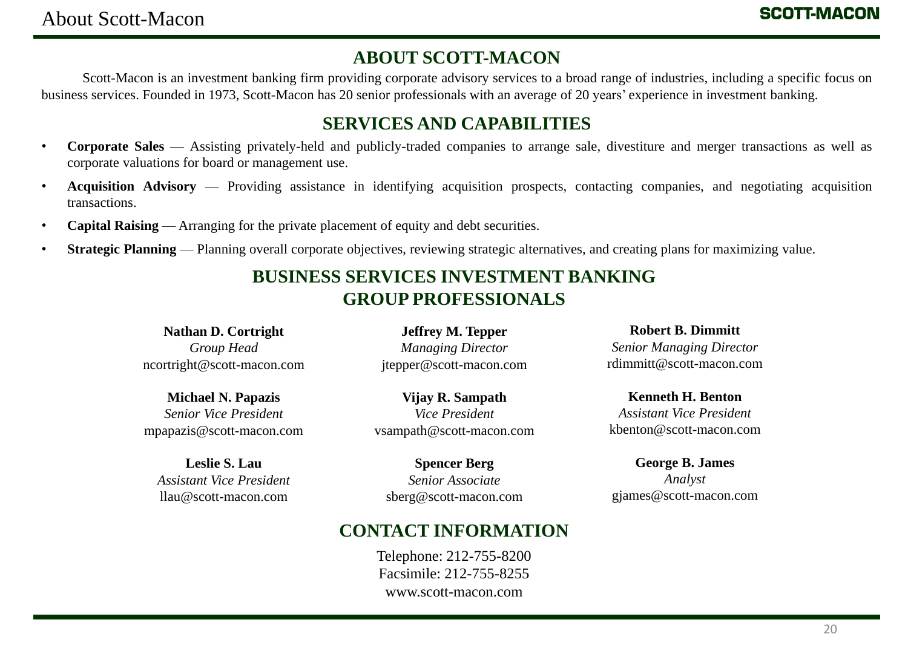# ABOUT SCOTT-MACON

Scott-Macon is an investment banking firm providing corporate advisory services to a broad range of industries, including a specific focus on business services. Founded in 1973, Scott-Macon has 20 senior professionals with an average of 20 years' experience in investment banking.

## SERVICES AND CAPABILITIES

- **Corporate Sales** — Assisting privately-held and publicly-traded companies to arrange sale, divestiture and merger transactions as well as corporate valuations for board or management use.
- **Acquisition Advisory** — Providing assistance in identifying acquisition prospects, contacting companies, and negotiating acquisition transactions.
- **Capital Raising** — Arranging for the private placement of equity and debt securities.
- **Strategic Planning** — Planning overall corporate objectives, reviewing strategic alternatives, and creating plans for maximizing value.

## BUSINESS SERVICES INVESTMENT BANKING GROUP PROFESSIONALS

**Nathan D. Cortright**
*Group Head*
ncortright@scott-macon.com

**Jeffrey M. Tepper**
*Managing Director*
jtepper@scott-macon.com

**Robert B. Dimmitt**
*Senior Managing Director*
rdimmitt@scott-macon.com

**Michael N. Papazis**
*Senior Vice President*
mpapazis@scott-macon.com

**Vijay R. Sampath**
*Vice President*
vsampath@scott-macon.com

**Kenneth H. Benton**
*Assistant Vice President*
kbenton@scott-macon.com

**Leslie S. Lau**
*Assistant Vice President*
llau@scott-macon.com

**Spencer Berg**
*Senior Associate*
sberg@scott-macon.com

**George B. James**
*Analyst*
gjames@scott-macon.com

## CONTACT INFORMATION

Telephone: 212-755-8200
Facsimile: 212-755-8255
www.scott-macon.com